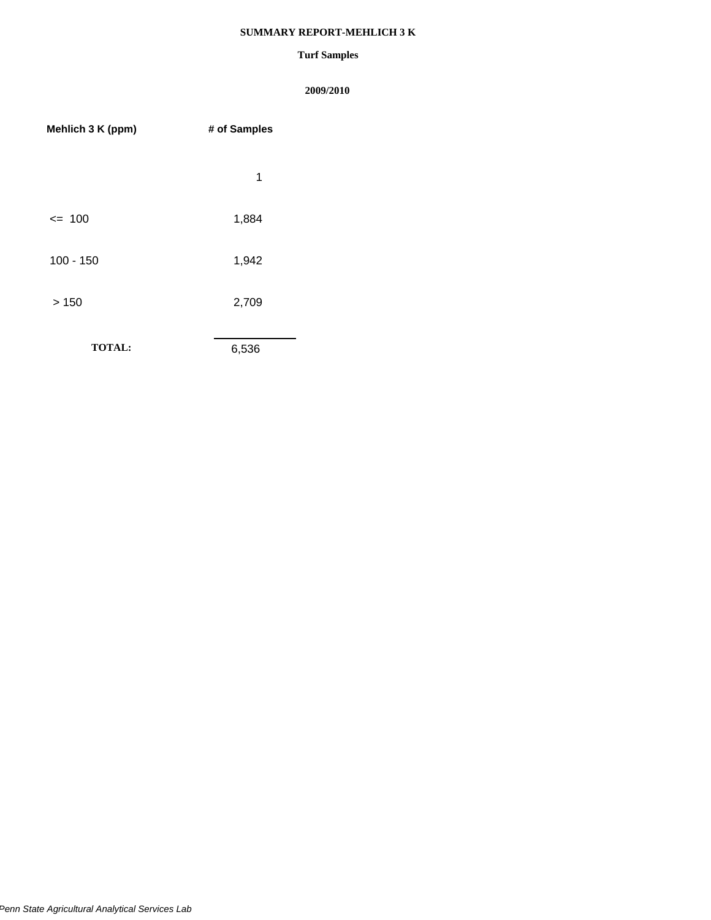# SUMMARY REPORT-MEHLICH 3 K

## Turf Samples

### 2009/2010

| Mehlich 3 K (ppm) | # of Samples |
|---|---|
| | 1 |
| <= 100 | 1,884 |
| 100 - 150 | 1,942 |
| > 150 | 2,709 |
| **TOTAL:** | 6,536 |

*Penn State Agricultural Analytical Services Lab*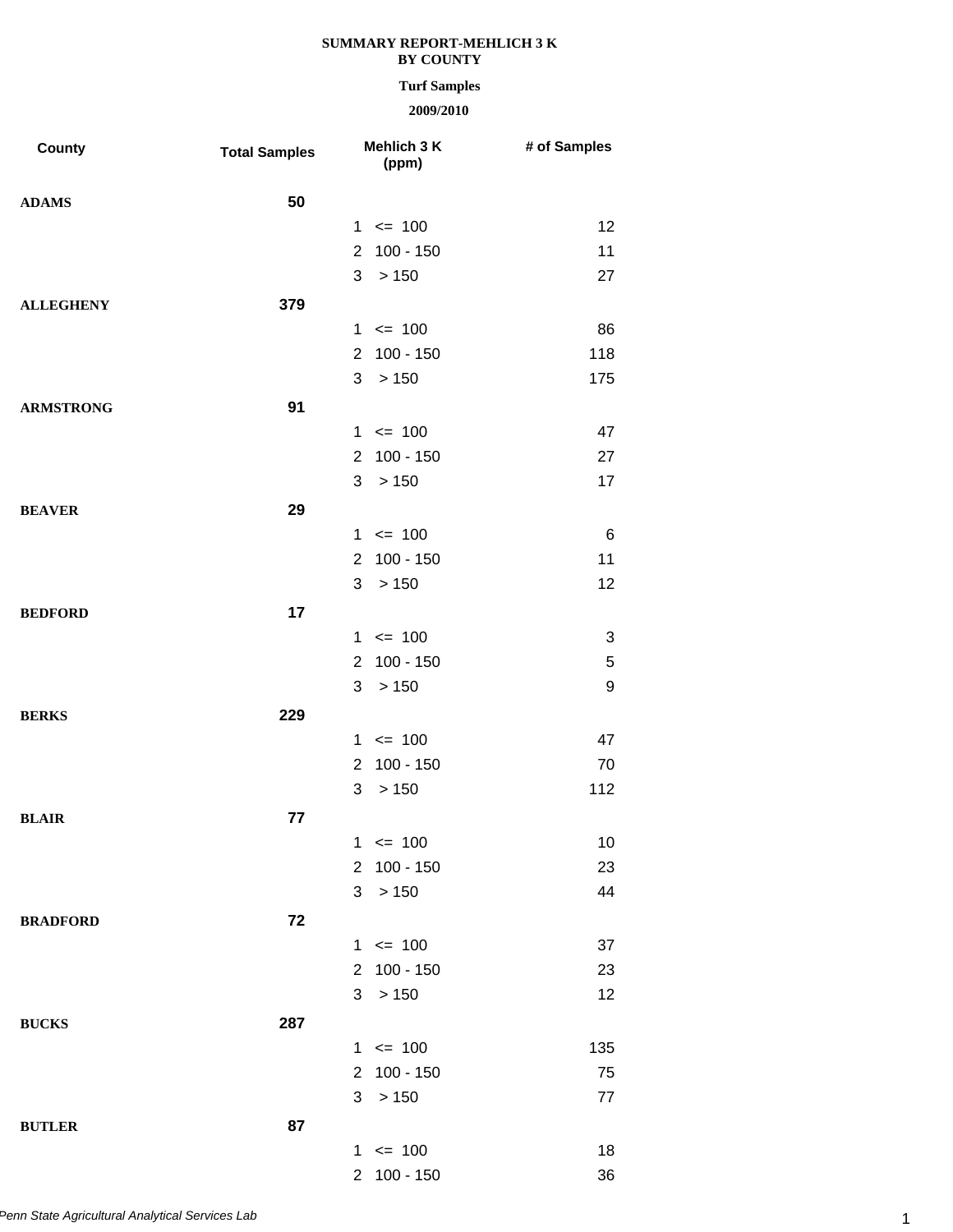**SUMMARY REPORT-MEHLICH 3 K**
**BY COUNTY**

**Turf Samples**

**2009/2010**

| County | Total Samples | Mehlich 3 K (ppm) | # of Samples |
|---|---|---|---|
| **ADAMS** | **50** | | |
| | | 1 <= 100 | 12 |
| | | 2 100 - 150 | 11 |
| | | 3 > 150 | 27 |
| **ALLEGHENY** | **379** | | |
| | | 1 <= 100 | 86 |
| | | 2 100 - 150 | 118 |
| | | 3 > 150 | 175 |
| **ARMSTRONG** | **91** | | |
| | | 1 <= 100 | 47 |
| | | 2 100 - 150 | 27 |
| | | 3 > 150 | 17 |
| **BEAVER** | **29** | | |
| | | 1 <= 100 | 6 |
| | | 2 100 - 150 | 11 |
| | | 3 > 150 | 12 |
| **BEDFORD** | **17** | | |
| | | 1 <= 100 | 3 |
| | | 2 100 - 150 | 5 |
| | | 3 > 150 | 9 |
| **BERKS** | **229** | | |
| | | 1 <= 100 | 47 |
| | | 2 100 - 150 | 70 |
| | | 3 > 150 | 112 |
| **BLAIR** | **77** | | |
| | | 1 <= 100 | 10 |
| | | 2 100 - 150 | 23 |
| | | 3 > 150 | 44 |
| **BRADFORD** | **72** | | |
| | | 1 <= 100 | 37 |
| | | 2 100 - 150 | 23 |
| | | 3 > 150 | 12 |
| **BUCKS** | **287** | | |
| | | 1 <= 100 | 135 |
| | | 2 100 - 150 | 75 |
| | | 3 > 150 | 77 |
| **BUTLER** | **87** | | |
| | | 1 <= 100 | 18 |
| | | 2 100 - 150 | 36 |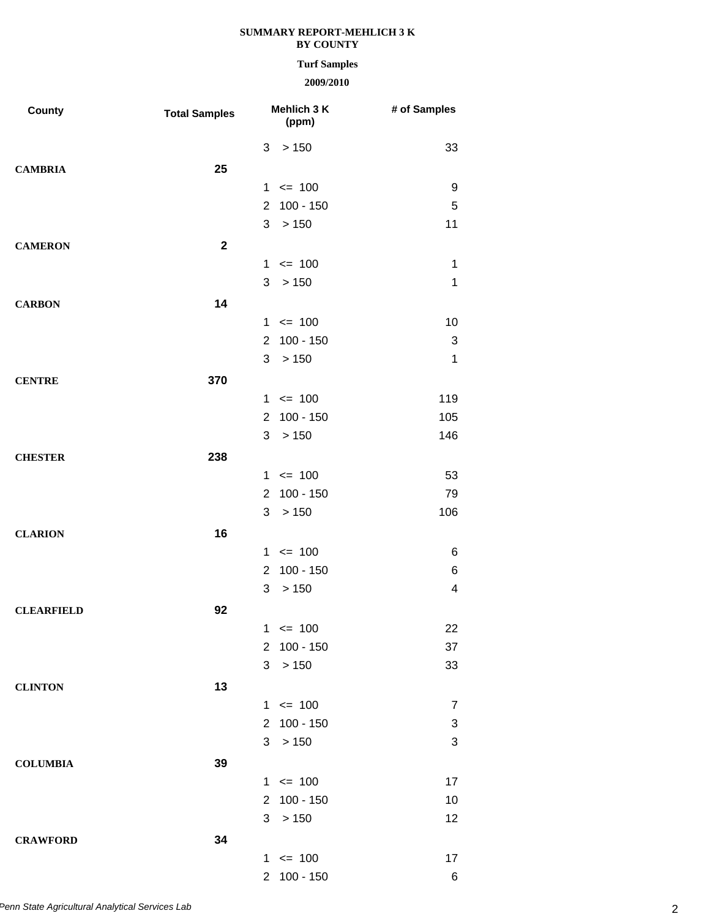**SUMMARY REPORT-MEHLICH 3 K**
**BY COUNTY**

**Turf Samples**

**2009/2010**

| County | Total Samples | Mehlich 3 K (ppm) | # of Samples |
|---|---|---|---|
| | | 3 > 150 | 33 |
| **CAMBRIA** | **25** | | |
| | | 1 <= 100 | 9 |
| | | 2 100 - 150 | 5 |
| | | 3 > 150 | 11 |
| **CAMERON** | **2** | | |
| | | 1 <= 100 | 1 |
| | | 3 > 150 | 1 |
| **CARBON** | **14** | | |
| | | 1 <= 100 | 10 |
| | | 2 100 - 150 | 3 |
| | | 3 > 150 | 1 |
| **CENTRE** | **370** | | |
| | | 1 <= 100 | 119 |
| | | 2 100 - 150 | 105 |
| | | 3 > 150 | 146 |
| **CHESTER** | **238** | | |
| | | 1 <= 100 | 53 |
| | | 2 100 - 150 | 79 |
| | | 3 > 150 | 106 |
| **CLARION** | **16** | | |
| | | 1 <= 100 | 6 |
| | | 2 100 - 150 | 6 |
| | | 3 > 150 | 4 |
| **CLEARFIELD** | **92** | | |
| | | 1 <= 100 | 22 |
| | | 2 100 - 150 | 37 |
| | | 3 > 150 | 33 |
| **CLINTON** | **13** | | |
| | | 1 <= 100 | 7 |
| | | 2 100 - 150 | 3 |
| | | 3 > 150 | 3 |
| **COLUMBIA** | **39** | | |
| | | 1 <= 100 | 17 |
| | | 2 100 - 150 | 10 |
| | | 3 > 150 | 12 |
| **CRAWFORD** | **34** | | |
| | | 1 <= 100 | 17 |
| | | 2 100 - 150 | 6 |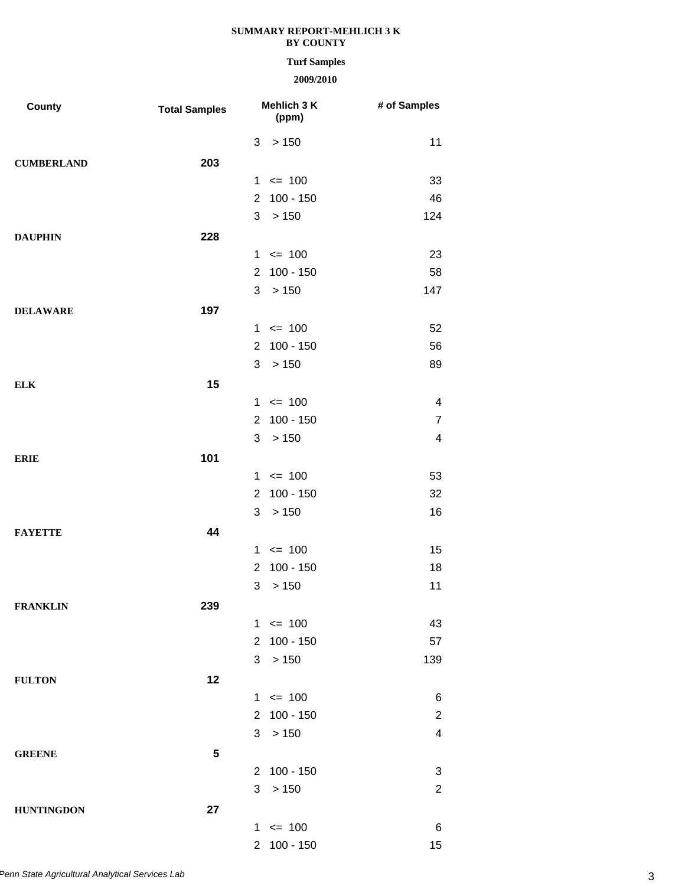**SUMMARY REPORT-MEHLICH 3 K**
**BY COUNTY**

**Turf Samples**

**2009/2010**

| County | Total Samples | Mehlich 3 K (ppm) | # of Samples |
|---|---|---|---|
| | | 3 > 150 | 11 |
| **CUMBERLAND** | **203** | | |
| | | 1 <= 100 | 33 |
| | | 2 100 - 150 | 46 |
| | | 3 > 150 | 124 |
| **DAUPHIN** | **228** | | |
| | | 1 <= 100 | 23 |
| | | 2 100 - 150 | 58 |
| | | 3 > 150 | 147 |
| **DELAWARE** | **197** | | |
| | | 1 <= 100 | 52 |
| | | 2 100 - 150 | 56 |
| | | 3 > 150 | 89 |
| **ELK** | **15** | | |
| | | 1 <= 100 | 4 |
| | | 2 100 - 150 | 7 |
| | | 3 > 150 | 4 |
| **ERIE** | **101** | | |
| | | 1 <= 100 | 53 |
| | | 2 100 - 150 | 32 |
| | | 3 > 150 | 16 |
| **FAYETTE** | **44** | | |
| | | 1 <= 100 | 15 |
| | | 2 100 - 150 | 18 |
| | | 3 > 150 | 11 |
| **FRANKLIN** | **239** | | |
| | | 1 <= 100 | 43 |
| | | 2 100 - 150 | 57 |
| | | 3 > 150 | 139 |
| **FULTON** | **12** | | |
| | | 1 <= 100 | 6 |
| | | 2 100 - 150 | 2 |
| | | 3 > 150 | 4 |
| **GREENE** | **5** | | |
| | | 2 100 - 150 | 3 |
| | | 3 > 150 | 2 |
| **HUNTINGDON** | **27** | | |
| | | 1 <= 100 | 6 |
| | | 2 100 - 150 | 15 |

*Penn State Agricultural Analytical Services Lab*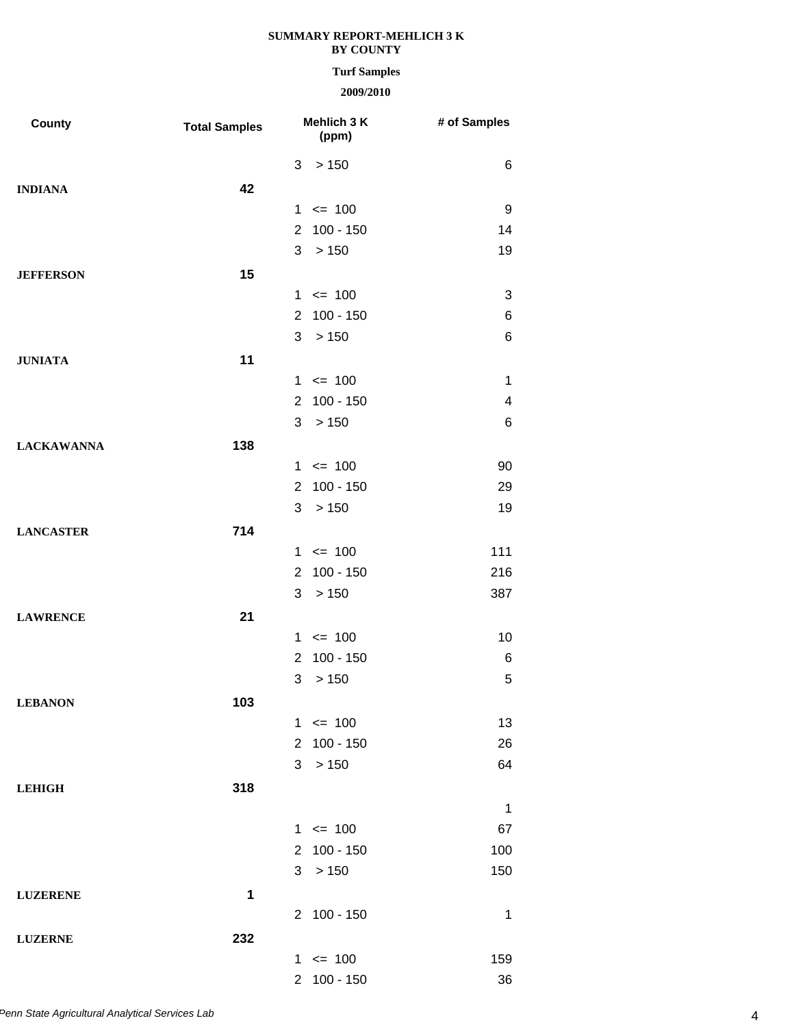**SUMMARY REPORT-MEHLICH 3 K**
**BY COUNTY**

**Turf Samples**

**2009/2010**

| County | Total Samples | Mehlich 3 K (ppm) | # of Samples |
|---|---|---|---|
| | | 3 > 150 | 6 |
| **INDIANA** | **42** | | |
| | | 1 <= 100 | 9 |
| | | 2 100 - 150 | 14 |
| | | 3 > 150 | 19 |
| **JEFFERSON** | **15** | | |
| | | 1 <= 100 | 3 |
| | | 2 100 - 150 | 6 |
| | | 3 > 150 | 6 |
| **JUNIATA** | **11** | | |
| | | 1 <= 100 | 1 |
| | | 2 100 - 150 | 4 |
| | | 3 > 150 | 6 |
| **LACKAWANNA** | **138** | | |
| | | 1 <= 100 | 90 |
| | | 2 100 - 150 | 29 |
| | | 3 > 150 | 19 |
| **LANCASTER** | **714** | | |
| | | 1 <= 100 | 111 |
| | | 2 100 - 150 | 216 |
| | | 3 > 150 | 387 |
| **LAWRENCE** | **21** | | |
| | | 1 <= 100 | 10 |
| | | 2 100 - 150 | 6 |
| | | 3 > 150 | 5 |
| **LEBANON** | **103** | | |
| | | 1 <= 100 | 13 |
| | | 2 100 - 150 | 26 |
| | | 3 > 150 | 64 |
| **LEHIGH** | **318** | | |
| | | | 1 |
| | | 1 <= 100 | 67 |
| | | 2 100 - 150 | 100 |
| | | 3 > 150 | 150 |
| **LUZERENE** | **1** | | |
| | | 2 100 - 150 | 1 |
| **LUZERNE** | **232** | | |
| | | 1 <= 100 | 159 |
| | | 2 100 - 150 | 36 |

*Penn State Agricultural Analytical Services Lab*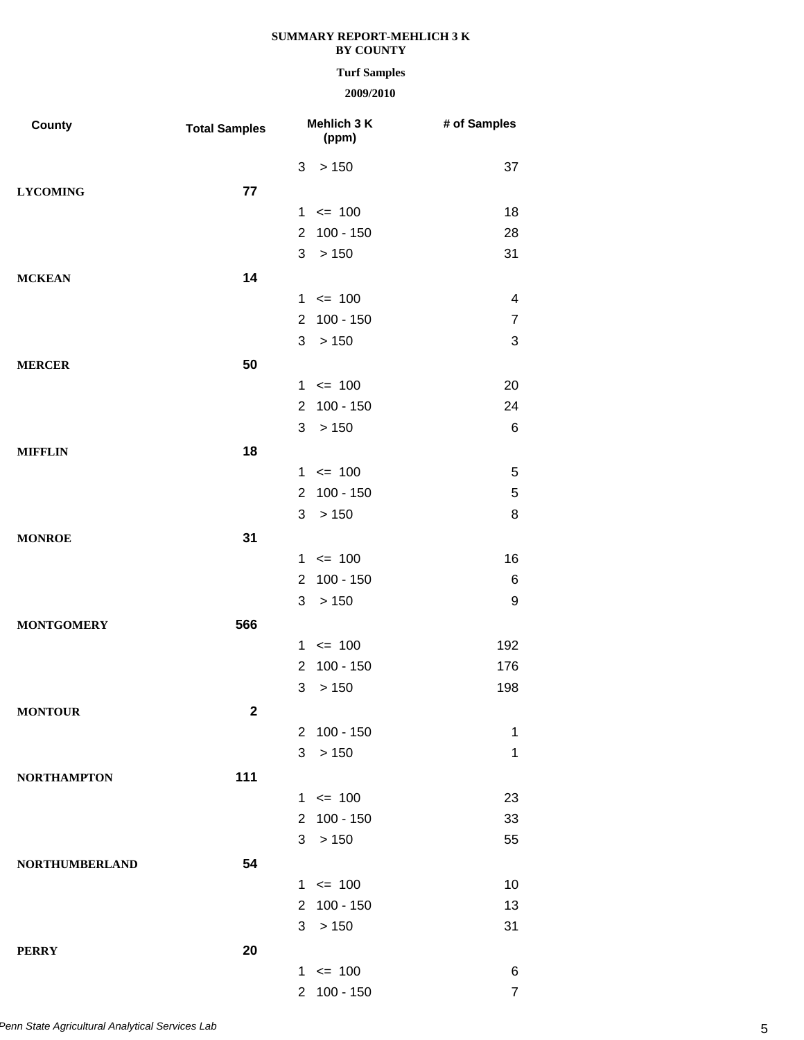**SUMMARY REPORT-MEHLICH 3 K**
**BY COUNTY**

**Turf Samples**

**2009/2010**

| County | Total Samples | Mehlich 3 K (ppm) | # of Samples |
|---|---|---|---|
| | | 3 > 150 | 37 |
| **LYCOMING** | **77** | | |
| | | 1 <= 100 | 18 |
| | | 2 100 - 150 | 28 |
| | | 3 > 150 | 31 |
| **MCKEAN** | **14** | | |
| | | 1 <= 100 | 4 |
| | | 2 100 - 150 | 7 |
| | | 3 > 150 | 3 |
| **MERCER** | **50** | | |
| | | 1 <= 100 | 20 |
| | | 2 100 - 150 | 24 |
| | | 3 > 150 | 6 |
| **MIFFLIN** | **18** | | |
| | | 1 <= 100 | 5 |
| | | 2 100 - 150 | 5 |
| | | 3 > 150 | 8 |
| **MONROE** | **31** | | |
| | | 1 <= 100 | 16 |
| | | 2 100 - 150 | 6 |
| | | 3 > 150 | 9 |
| **MONTGOMERY** | **566** | | |
| | | 1 <= 100 | 192 |
| | | 2 100 - 150 | 176 |
| | | 3 > 150 | 198 |
| **MONTOUR** | **2** | | |
| | | 2 100 - 150 | 1 |
| | | 3 > 150 | 1 |
| **NORTHAMPTON** | **111** | | |
| | | 1 <= 100 | 23 |
| | | 2 100 - 150 | 33 |
| | | 3 > 150 | 55 |
| **NORTHUMBERLAND** | **54** | | |
| | | 1 <= 100 | 10 |
| | | 2 100 - 150 | 13 |
| | | 3 > 150 | 31 |
| **PERRY** | **20** | | |
| | | 1 <= 100 | 6 |
| | | 2 100 - 150 | 7 |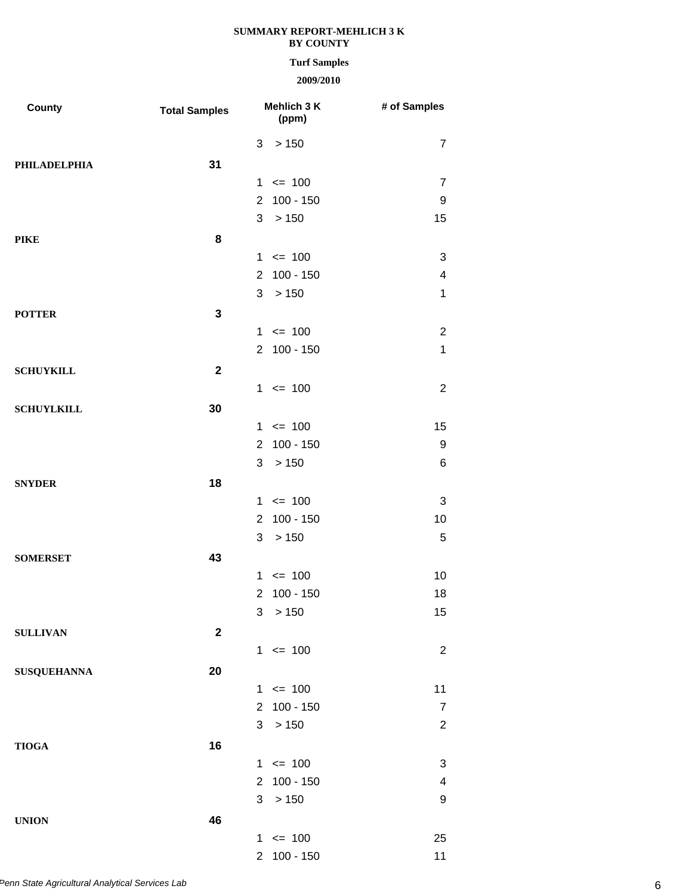**SUMMARY REPORT-MEHLICH 3 K**
**BY COUNTY**

**Turf Samples**

**2009/2010**

| County | Total Samples | Mehlich 3 K (ppm) | # of Samples |
|---|---|---|---|
| | | 3 > 150 | 7 |
| **PHILADELPHIA** | **31** | | |
| | | 1 <= 100 | 7 |
| | | 2 100 - 150 | 9 |
| | | 3 > 150 | 15 |
| **PIKE** | **8** | | |
| | | 1 <= 100 | 3 |
| | | 2 100 - 150 | 4 |
| | | 3 > 150 | 1 |
| **POTTER** | **3** | | |
| | | 1 <= 100 | 2 |
| | | 2 100 - 150 | 1 |
| **SCHUYKILL** | **2** | | |
| | | 1 <= 100 | 2 |
| **SCHUYLKILL** | **30** | | |
| | | 1 <= 100 | 15 |
| | | 2 100 - 150 | 9 |
| | | 3 > 150 | 6 |
| **SNYDER** | **18** | | |
| | | 1 <= 100 | 3 |
| | | 2 100 - 150 | 10 |
| | | 3 > 150 | 5 |
| **SOMERSET** | **43** | | |
| | | 1 <= 100 | 10 |
| | | 2 100 - 150 | 18 |
| | | 3 > 150 | 15 |
| **SULLIVAN** | **2** | | |
| | | 1 <= 100 | 2 |
| **SUSQUEHANNA** | **20** | | |
| | | 1 <= 100 | 11 |
| | | 2 100 - 150 | 7 |
| | | 3 > 150 | 2 |
| **TIOGA** | **16** | | |
| | | 1 <= 100 | 3 |
| | | 2 100 - 150 | 4 |
| | | 3 > 150 | 9 |
| **UNION** | **46** | | |
| | | 1 <= 100 | 25 |
| | | 2 100 - 150 | 11 |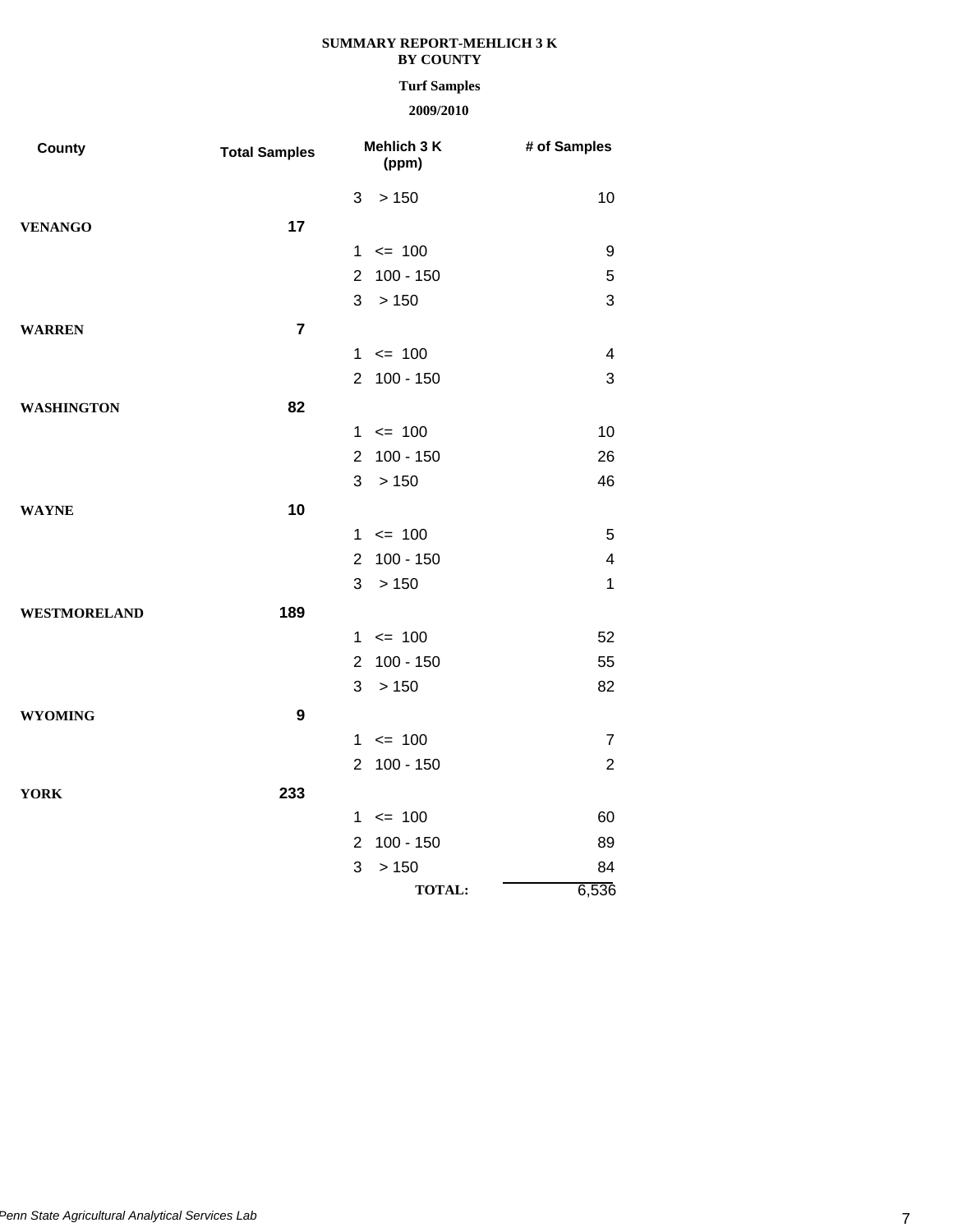**SUMMARY REPORT-MEHLICH 3 K**
**BY COUNTY**

**Turf Samples**

**2009/2010**

| County | Total Samples | Mehlich 3 K (ppm) | # of Samples |
|---|---|---|---|
| | | 3 > 150 | 10 |
| **VENANGO** | **17** | | |
| | | 1 <= 100 | 9 |
| | | 2 100 - 150 | 5 |
| | | 3 > 150 | 3 |
| **WARREN** | **7** | | |
| | | 1 <= 100 | 4 |
| | | 2 100 - 150 | 3 |
| **WASHINGTON** | **82** | | |
| | | 1 <= 100 | 10 |
| | | 2 100 - 150 | 26 |
| | | 3 > 150 | 46 |
| **WAYNE** | **10** | | |
| | | 1 <= 100 | 5 |
| | | 2 100 - 150 | 4 |
| | | 3 > 150 | 1 |
| **WESTMORELAND** | **189** | | |
| | | 1 <= 100 | 52 |
| | | 2 100 - 150 | 55 |
| | | 3 > 150 | 82 |
| **WYOMING** | **9** | | |
| | | 1 <= 100 | 7 |
| | | 2 100 - 150 | 2 |
| **YORK** | **233** | | |
| | | 1 <= 100 | 60 |
| | | 2 100 - 150 | 89 |
| | | 3 > 150 | 84 |
| | | **TOTAL:** | 6,536 |

*Penn State Agricultural Analytical Services Lab*